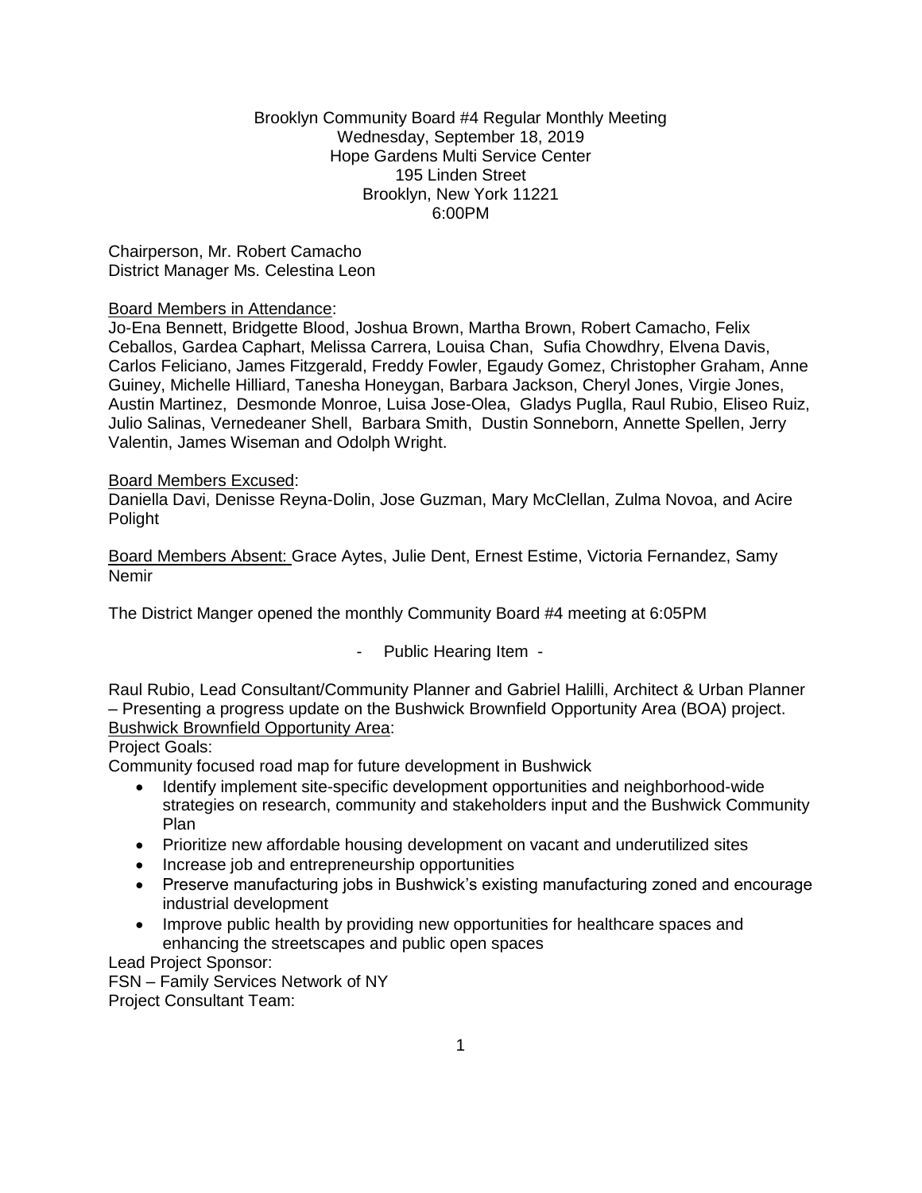Brooklyn Community Board #4 Regular Monthly Meeting
Wednesday, September 18, 2019
Hope Gardens Multi Service Center
195 Linden Street
Brooklyn, New York 11221
6:00PM

Chairperson, Mr. Robert Camacho
District Manager Ms. Celestina Leon

Board Members in Attendance:
Jo-Ena Bennett, Bridgette Blood, Joshua Brown, Martha Brown, Robert Camacho, Felix Ceballos, Gardea Caphart, Melissa Carrera, Louisa Chan, Sufia Chowdhry, Elvena Davis, Carlos Feliciano, James Fitzgerald, Freddy Fowler, Egaudy Gomez, Christopher Graham, Anne Guiney, Michelle Hilliard, Tanesha Honeygan, Barbara Jackson, Cheryl Jones, Virgie Jones, Austin Martinez, Desmonde Monroe, Luisa Jose-Olea, Gladys Puglla, Raul Rubio, Eliseo Ruiz, Julio Salinas, Vernedeaner Shell, Barbara Smith, Dustin Sonneborn, Annette Spellen, Jerry Valentin, James Wiseman and Odolph Wright.

Board Members Excused:
Daniella Davi, Denisse Reyna-Dolin, Jose Guzman, Mary McClellan, Zulma Novoa, and Acire Polight

Board Members Absent: Grace Aytes, Julie Dent, Ernest Estime, Victoria Fernandez, Samy Nemir

The District Manger opened the monthly Community Board #4 meeting at 6:05PM

- Public Hearing Item -

Raul Rubio, Lead Consultant/Community Planner and Gabriel Halilli, Architect & Urban Planner – Presenting a progress update on the Bushwick Brownfield Opportunity Area (BOA) project.
Bushwick Brownfield Opportunity Area:
Project Goals:
Community focused road map for future development in Bushwick

- Identify implement site-specific development opportunities and neighborhood-wide strategies on research, community and stakeholders input and the Bushwick Community Plan
- Prioritize new affordable housing development on vacant and underutilized sites
- Increase job and entrepreneurship opportunities
- Preserve manufacturing jobs in Bushwick's existing manufacturing zoned and encourage industrial development
- Improve public health by providing new opportunities for healthcare spaces and enhancing the streetscapes and public open spaces

Lead Project Sponsor:
FSN – Family Services Network of NY
Project Consultant Team: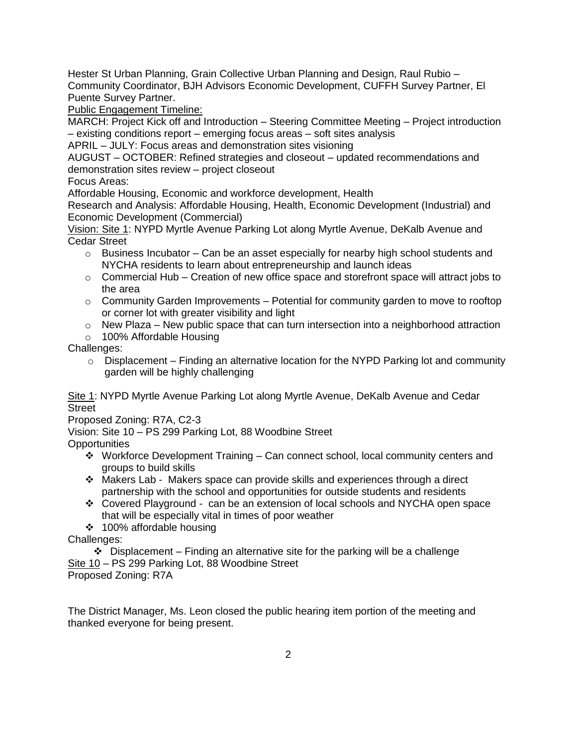Hester St Urban Planning, Grain Collective Urban Planning and Design, Raul Rubio – Community Coordinator, BJH Advisors Economic Development, CUFFH Survey Partner, El Puente Survey Partner.

Public Engagement Timeline:

MARCH: Project Kick off and Introduction – Steering Committee Meeting – Project introduction – existing conditions report – emerging focus areas – soft sites analysis

APRIL – JULY: Focus areas and demonstration sites visioning

AUGUST – OCTOBER: Refined strategies and closeout – updated recommendations and demonstration sites review – project closeout

Focus Areas:

Affordable Housing, Economic and workforce development, Health

Research and Analysis: Affordable Housing, Health, Economic Development (Industrial) and Economic Development (Commercial)

Vision: Site 1: NYPD Myrtle Avenue Parking Lot along Myrtle Avenue, DeKalb Avenue and Cedar Street

- Business Incubator – Can be an asset especially for nearby high school students and NYCHA residents to learn about entrepreneurship and launch ideas
- Commercial Hub – Creation of new office space and storefront space will attract jobs to the area
- Community Garden Improvements – Potential for community garden to move to rooftop or corner lot with greater visibility and light
- New Plaza – New public space that can turn intersection into a neighborhood attraction
- 100% Affordable Housing

Challenges:

- Displacement – Finding an alternative location for the NYPD Parking lot and community garden will be highly challenging

Site 1: NYPD Myrtle Avenue Parking Lot along Myrtle Avenue, DeKalb Avenue and Cedar Street

Proposed Zoning: R7A, C2-3

Vision: Site 10 – PS 299 Parking Lot, 88 Woodbine Street

Opportunities

- Workforce Development Training – Can connect school, local community centers and groups to build skills
- Makers Lab - Makers space can provide skills and experiences through a direct partnership with the school and opportunities for outside students and residents
- Covered Playground - can be an extension of local schools and NYCHA open space that will be especially vital in times of poor weather
- 100% affordable housing

Challenges:

- Displacement – Finding an alternative site for the parking will be a challenge

Site 10 – PS 299 Parking Lot, 88 Woodbine Street

Proposed Zoning: R7A

The District Manager, Ms. Leon closed the public hearing item portion of the meeting and thanked everyone for being present.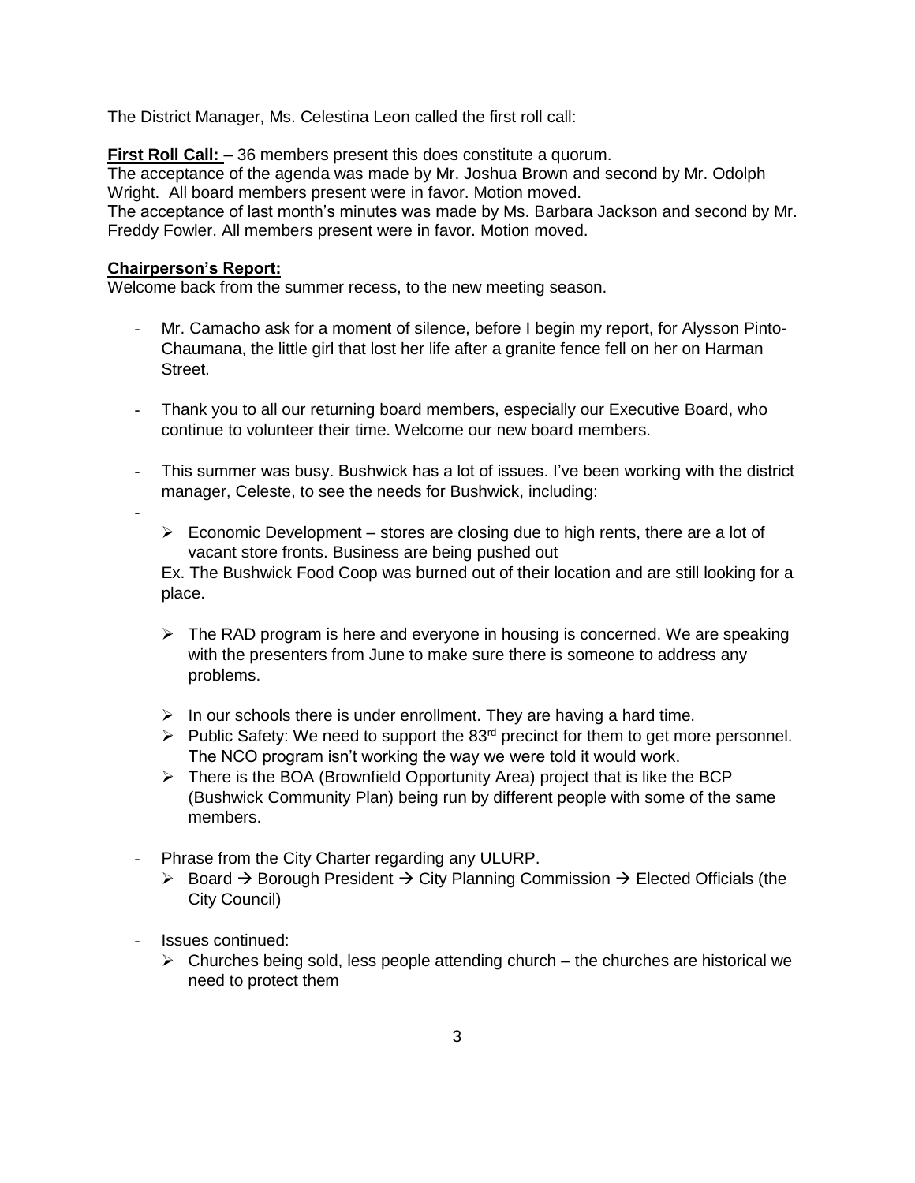The District Manager, Ms. Celestina Leon called the first roll call:

**First Roll Call:** – 36 members present this does constitute a quorum.
The acceptance of the agenda was made by Mr. Joshua Brown and second by Mr. Odolph Wright. All board members present were in favor. Motion moved.
The acceptance of last month's minutes was made by Ms. Barbara Jackson and second by Mr. Freddy Fowler. All members present were in favor. Motion moved.

**Chairperson's Report:**
Welcome back from the summer recess, to the new meeting season.

- Mr. Camacho ask for a moment of silence, before I begin my report, for Alysson Pinto-Chaumana, the little girl that lost her life after a granite fence fell on her on Harman Street.

- Thank you to all our returning board members, especially our Executive Board, who continue to volunteer their time. Welcome our new board members.

- This summer was busy. Bushwick has a lot of issues. I've been working with the district manager, Celeste, to see the needs for Bushwick, including:

-
  - Economic Development – stores are closing due to high rents, there are a lot of vacant store fronts. Business are being pushed out

    Ex. The Bushwick Food Coop was burned out of their location and are still looking for a place.

  - The RAD program is here and everyone in housing is concerned. We are speaking with the presenters from June to make sure there is someone to address any problems.

  - In our schools there is under enrollment. They are having a hard time.
  - Public Safety: We need to support the 83rd precinct for them to get more personnel. The NCO program isn't working the way we were told it would work.
  - There is the BOA (Brownfield Opportunity Area) project that is like the BCP (Bushwick Community Plan) being run by different people with some of the same members.

- Phrase from the City Charter regarding any ULURP.
  - Board → Borough President → City Planning Commission → Elected Officials (the City Council)

- Issues continued:
  - Churches being sold, less people attending church – the churches are historical we need to protect them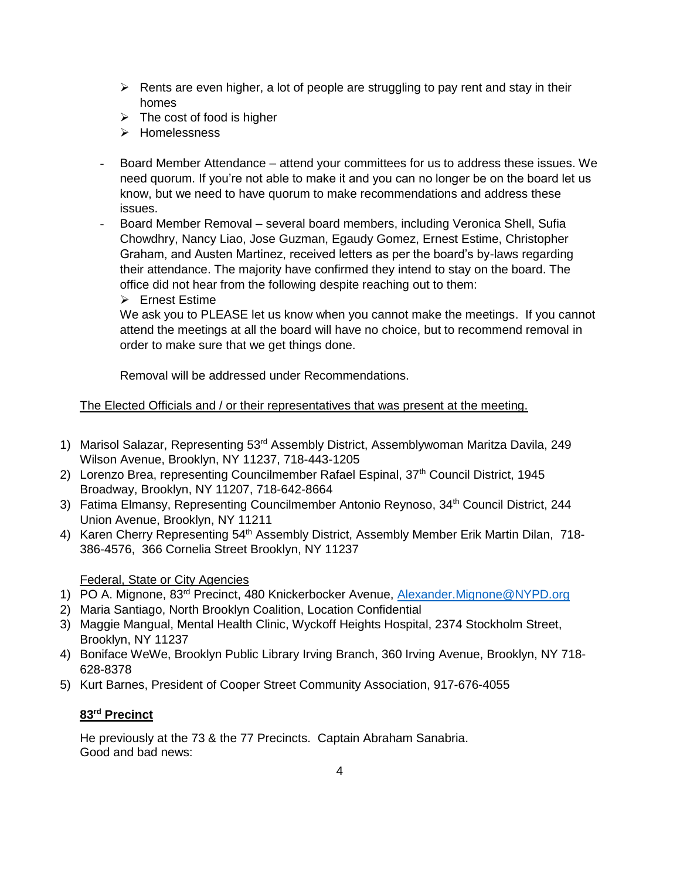- Rents are even higher, a lot of people are struggling to pay rent and stay in their homes
    - The cost of food is higher
    - Homelessness

- Board Member Attendance – attend your committees for us to address these issues. We need quorum. If you're not able to make it and you can no longer be on the board let us know, but we need to have quorum to make recommendations and address these issues.
- Board Member Removal – several board members, including Veronica Shell, Sufia Chowdhry, Nancy Liao, Jose Guzman, Egaudy Gomez, Ernest Estime, Christopher Graham, and Austen Martinez, received letters as per the board's by-laws regarding their attendance. The majority have confirmed they intend to stay on the board. The office did not hear from the following despite reaching out to them:
    - Ernest Estime

  We ask you to PLEASE let us know when you cannot make the meetings. If you cannot attend the meetings at all the board will have no choice, but to recommend removal in order to make sure that we get things done.

  Removal will be addressed under Recommendations.

<u>The Elected Officials and / or their representatives that was present at the meeting.</u>

1) Marisol Salazar, Representing 53rd Assembly District, Assemblywoman Maritza Davila, 249 Wilson Avenue, Brooklyn, NY 11237, 718-443-1205
2) Lorenzo Brea, representing Councilmember Rafael Espinal, 37th Council District, 1945 Broadway, Brooklyn, NY 11207, 718-642-8664
3) Fatima Elmansy, Representing Councilmember Antonio Reynoso, 34th Council District, 244 Union Avenue, Brooklyn, NY 11211
4) Karen Cherry Representing 54th Assembly District, Assembly Member Erik Martin Dilan, 718-386-4576, 366 Cornelia Street Brooklyn, NY 11237

<u>Federal, State or City Agencies</u>

1) PO A. Mignone, 83rd Precinct, 480 Knickerbocker Avenue, Alexander.Mignone@NYPD.org
2) Maria Santiago, North Brooklyn Coalition, Location Confidential
3) Maggie Mangual, Mental Health Clinic, Wyckoff Heights Hospital, 2374 Stockholm Street, Brooklyn, NY 11237
4) Boniface WeWe, Brooklyn Public Library Irving Branch, 360 Irving Avenue, Brooklyn, NY 718-628-8378
5) Kurt Barnes, President of Cooper Street Community Association, 917-676-4055

**<u>83rd Precinct</u>**

He previously at the 73 & the 77 Precincts. Captain Abraham Sanabria.
Good and bad news: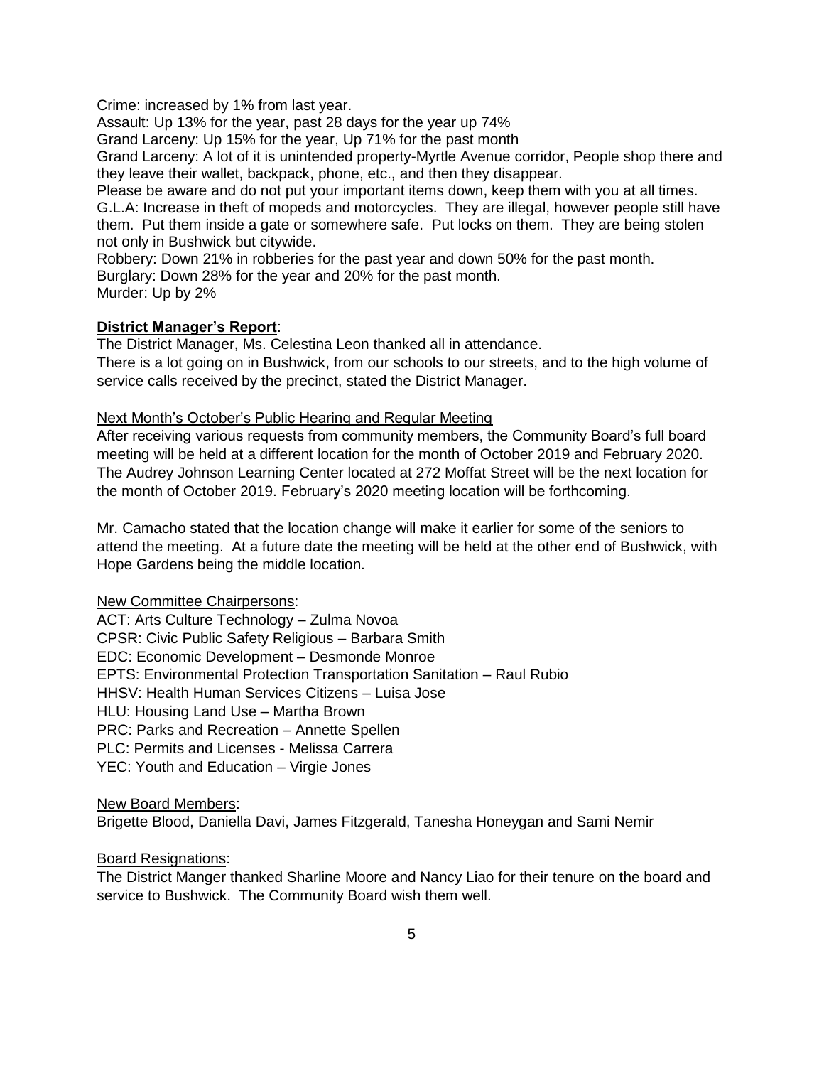Crime: increased by 1% from last year.
Assault: Up 13% for the year, past 28 days for the year up 74%
Grand Larceny: Up 15% for the year, Up 71% for the past month
Grand Larceny: A lot of it is unintended property-Myrtle Avenue corridor, People shop there and they leave their wallet, backpack, phone, etc., and then they disappear.
Please be aware and do not put your important items down, keep them with you at all times.
G.L.A: Increase in theft of mopeds and motorcycles. They are illegal, however people still have them. Put them inside a gate or somewhere safe. Put locks on them. They are being stolen not only in Bushwick but citywide.
Robbery: Down 21% in robberies for the past year and down 50% for the past month.
Burglary: Down 28% for the year and 20% for the past month.
Murder: Up by 2%

**District Manager's Report**:
The District Manager, Ms. Celestina Leon thanked all in attendance.
There is a lot going on in Bushwick, from our schools to our streets, and to the high volume of service calls received by the precinct, stated the District Manager.

Next Month's October's Public Hearing and Regular Meeting
After receiving various requests from community members, the Community Board's full board meeting will be held at a different location for the month of October 2019 and February 2020. The Audrey Johnson Learning Center located at 272 Moffat Street will be the next location for the month of October 2019. February's 2020 meeting location will be forthcoming.

Mr. Camacho stated that the location change will make it earlier for some of the seniors to attend the meeting. At a future date the meeting will be held at the other end of Bushwick, with Hope Gardens being the middle location.

New Committee Chairpersons:
ACT: Arts Culture Technology – Zulma Novoa
CPSR: Civic Public Safety Religious – Barbara Smith
EDC: Economic Development – Desmonde Monroe
EPTS: Environmental Protection Transportation Sanitation – Raul Rubio
HHSV: Health Human Services Citizens – Luisa Jose
HLU: Housing Land Use – Martha Brown
PRC: Parks and Recreation – Annette Spellen
PLC: Permits and Licenses - Melissa Carrera
YEC: Youth and Education – Virgie Jones

New Board Members:
Brigette Blood, Daniella Davi, James Fitzgerald, Tanesha Honeygan and Sami Nemir

Board Resignations:
The District Manger thanked Sharline Moore and Nancy Liao for their tenure on the board and service to Bushwick. The Community Board wish them well.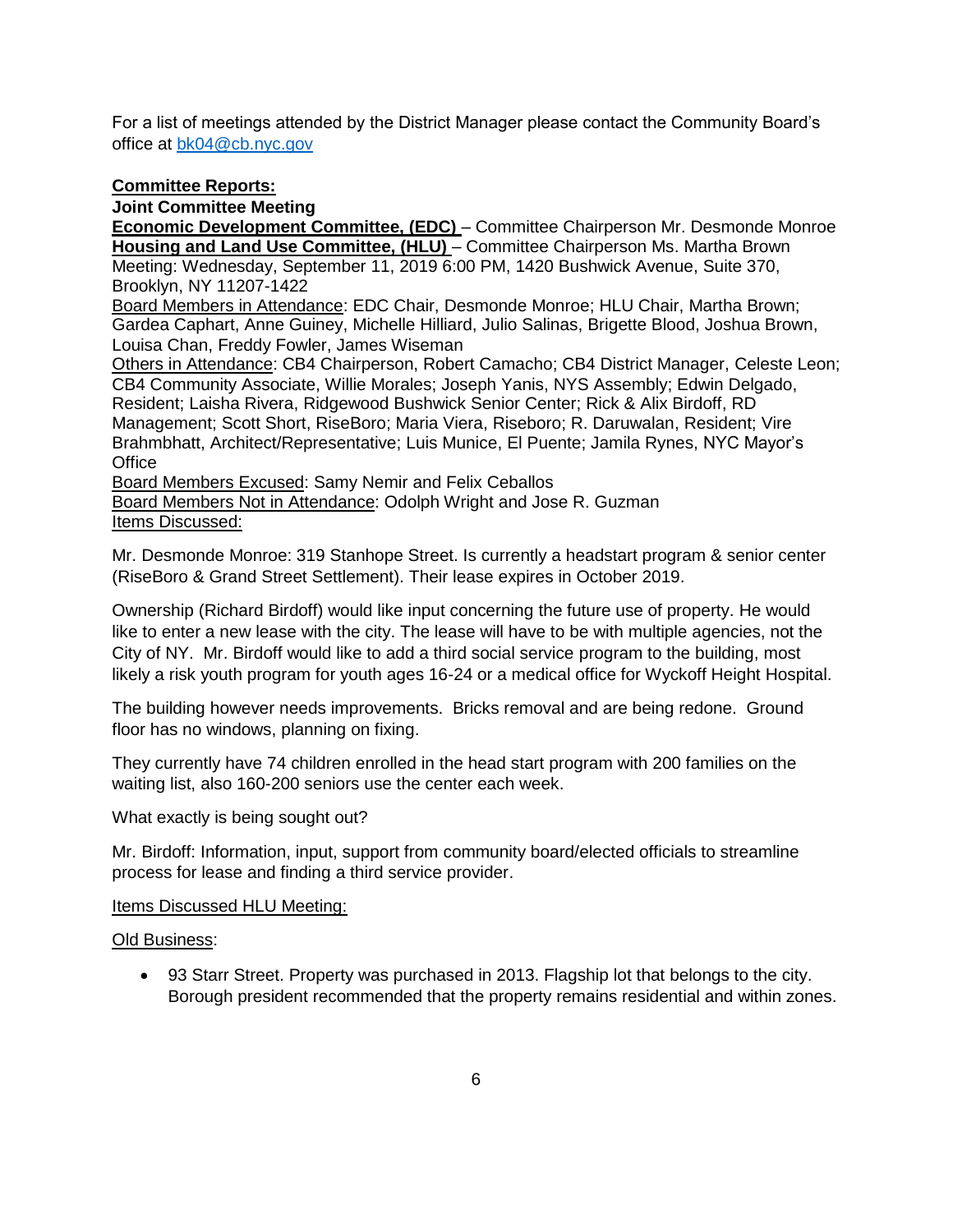For a list of meetings attended by the District Manager please contact the Community Board's office at bk04@cb.nyc.gov

**Committee Reports:**

**Joint Committee Meeting**

**Economic Development Committee, (EDC)** – Committee Chairperson Mr. Desmonde Monroe
**Housing and Land Use Committee, (HLU)** – Committee Chairperson Ms. Martha Brown
Meeting: Wednesday, September 11, 2019 6:00 PM, 1420 Bushwick Avenue, Suite 370, Brooklyn, NY 11207-1422

Board Members in Attendance: EDC Chair, Desmonde Monroe; HLU Chair, Martha Brown; Gardea Caphart, Anne Guiney, Michelle Hilliard, Julio Salinas, Brigette Blood, Joshua Brown, Louisa Chan, Freddy Fowler, James Wiseman

Others in Attendance: CB4 Chairperson, Robert Camacho; CB4 District Manager, Celeste Leon; CB4 Community Associate, Willie Morales; Joseph Yanis, NYS Assembly; Edwin Delgado, Resident; Laisha Rivera, Ridgewood Bushwick Senior Center; Rick & Alix Birdoff, RD Management; Scott Short, RiseBoro; Maria Viera, Riseboro; R. Daruwalan, Resident; Vire Brahmbhatt, Architect/Representative; Luis Munice, El Puente; Jamila Rynes, NYC Mayor's Office

Board Members Excused: Samy Nemir and Felix Ceballos

Board Members Not in Attendance: Odolph Wright and Jose R. Guzman

Items Discussed:

Mr. Desmonde Monroe: 319 Stanhope Street. Is currently a headstart program & senior center (RiseBoro & Grand Street Settlement). Their lease expires in October 2019.

Ownership (Richard Birdoff) would like input concerning the future use of property. He would like to enter a new lease with the city. The lease will have to be with multiple agencies, not the City of NY. Mr. Birdoff would like to add a third social service program to the building, most likely a risk youth program for youth ages 16-24 or a medical office for Wyckoff Height Hospital.

The building however needs improvements. Bricks removal and are being redone. Ground floor has no windows, planning on fixing.

They currently have 74 children enrolled in the head start program with 200 families on the waiting list, also 160-200 seniors use the center each week.

What exactly is being sought out?

Mr. Birdoff: Information, input, support from community board/elected officials to streamline process for lease and finding a third service provider.

Items Discussed HLU Meeting:

Old Business:

- 93 Starr Street. Property was purchased in 2013. Flagship lot that belongs to the city. Borough president recommended that the property remains residential and within zones.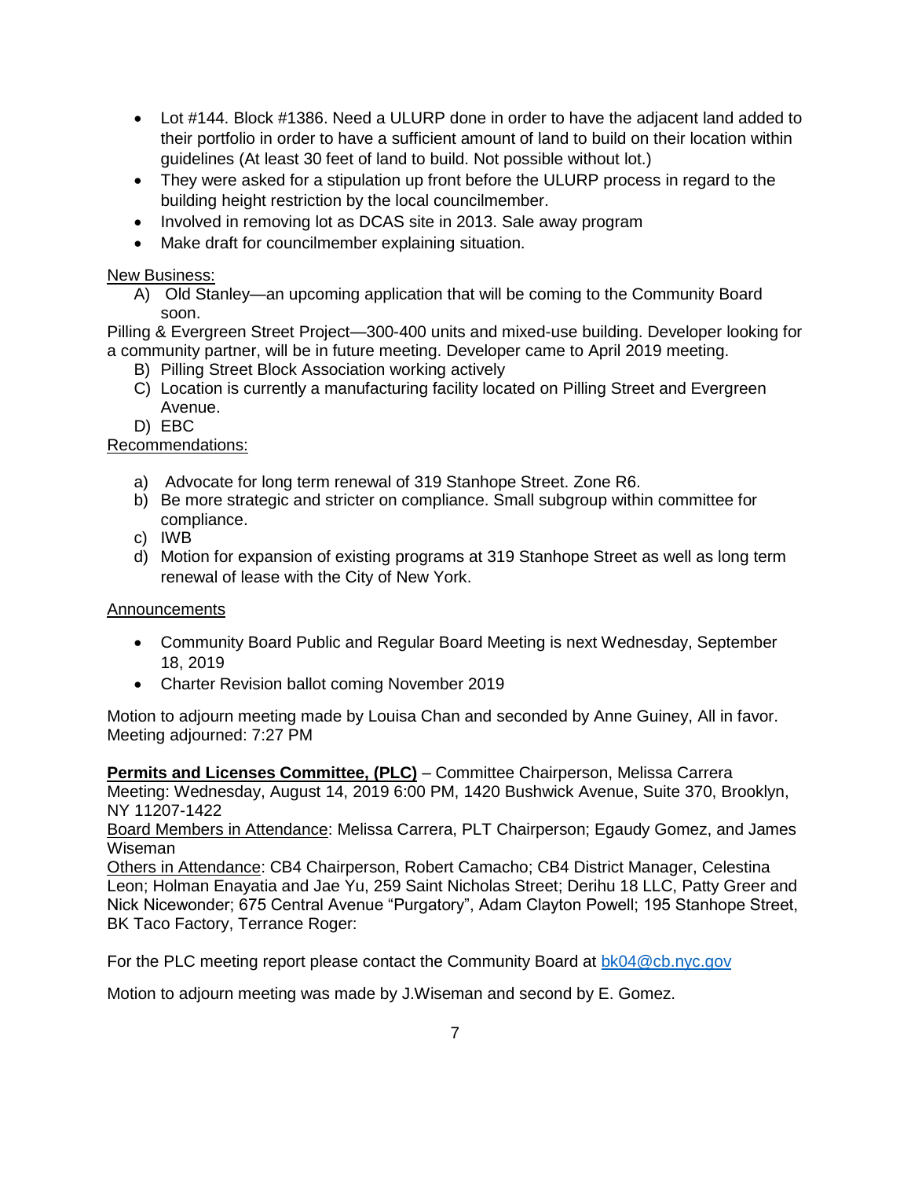- Lot #144. Block #1386. Need a ULURP done in order to have the adjacent land added to their portfolio in order to have a sufficient amount of land to build on their location within guidelines (At least 30 feet of land to build. Not possible without lot.)
- They were asked for a stipulation up front before the ULURP process in regard to the building height restriction by the local councilmember.
- Involved in removing lot as DCAS site in 2013. Sale away program
- Make draft for councilmember explaining situation.

New Business:

A) Old Stanley—an upcoming application that will be coming to the Community Board soon.

Pilling & Evergreen Street Project—300-400 units and mixed-use building. Developer looking for a community partner, will be in future meeting. Developer came to April 2019 meeting.

B) Pilling Street Block Association working actively

C) Location is currently a manufacturing facility located on Pilling Street and Evergreen Avenue.

D) EBC

Recommendations:

a) Advocate for long term renewal of 319 Stanhope Street. Zone R6.

b) Be more strategic and stricter on compliance. Small subgroup within committee for compliance.

c) IWB

d) Motion for expansion of existing programs at 319 Stanhope Street as well as long term renewal of lease with the City of New York.

Announcements

- Community Board Public and Regular Board Meeting is next Wednesday, September 18, 2019
- Charter Revision ballot coming November 2019

Motion to adjourn meeting made by Louisa Chan and seconded by Anne Guiney, All in favor. Meeting adjourned: 7:27 PM

**Permits and Licenses Committee, (PLC)** – Committee Chairperson, Melissa Carrera
Meeting: Wednesday, August 14, 2019 6:00 PM, 1420 Bushwick Avenue, Suite 370, Brooklyn, NY 11207-1422

Board Members in Attendance: Melissa Carrera, PLT Chairperson; Egaudy Gomez, and James Wiseman

Others in Attendance: CB4 Chairperson, Robert Camacho; CB4 District Manager, Celestina Leon; Holman Enayatia and Jae Yu, 259 Saint Nicholas Street; Derihu 18 LLC, Patty Greer and Nick Nicewonder; 675 Central Avenue "Purgatory", Adam Clayton Powell; 195 Stanhope Street, BK Taco Factory, Terrance Roger:

For the PLC meeting report please contact the Community Board at bk04@cb.nyc.gov

Motion to adjourn meeting was made by J.Wiseman and second by E. Gomez.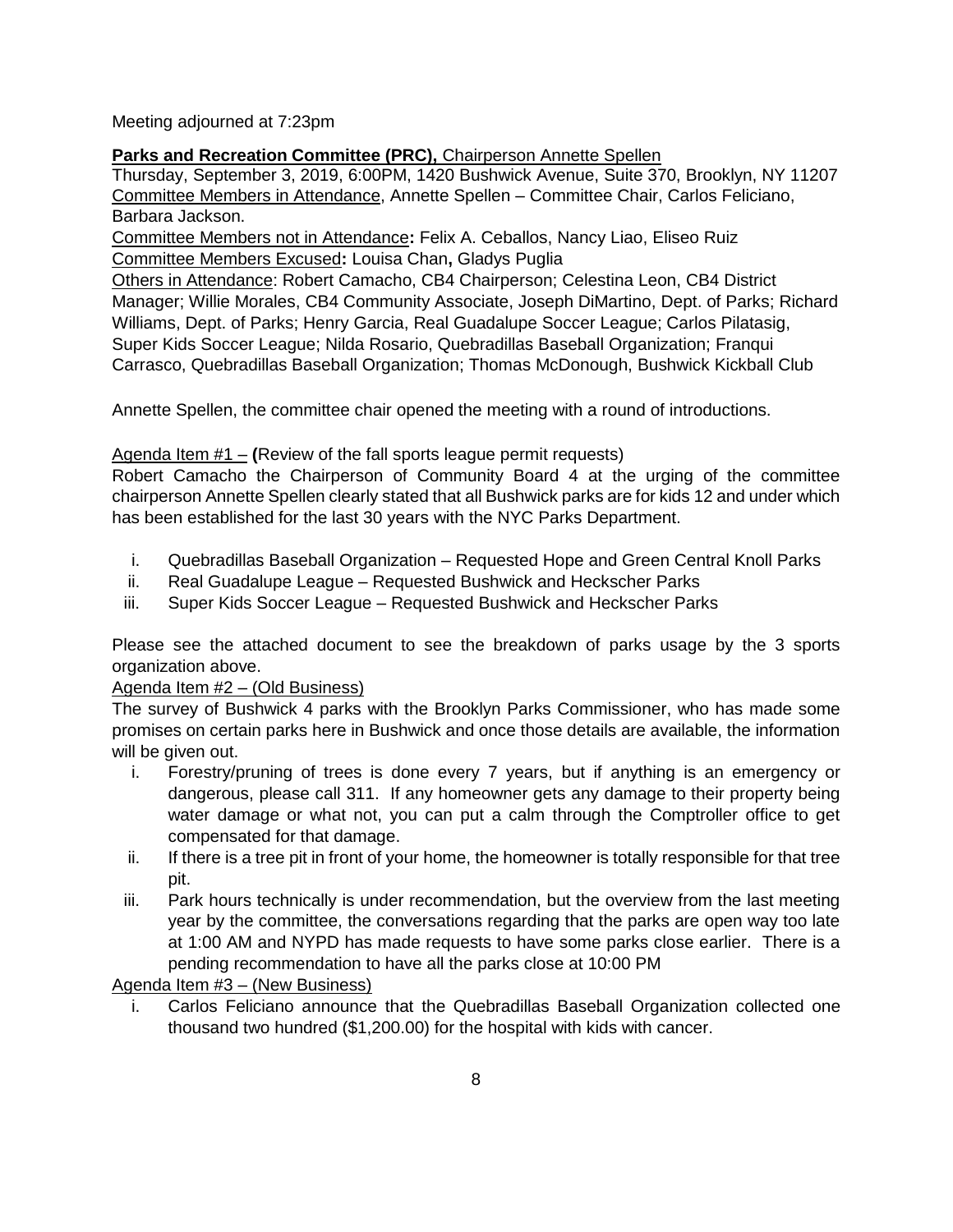Meeting adjourned at 7:23pm

**Parks and Recreation Committee (PRC),** Chairperson Annette Spellen

Thursday, September 3, 2019, 6:00PM, 1420 Bushwick Avenue, Suite 370, Brooklyn, NY 11207

Committee Members in Attendance, Annette Spellen – Committee Chair, Carlos Feliciano, Barbara Jackson.

Committee Members not in Attendance**:** Felix A. Ceballos, Nancy Liao, Eliseo Ruiz

Committee Members Excused**:** Louisa Chan**,** Gladys Puglia

Others in Attendance: Robert Camacho, CB4 Chairperson; Celestina Leon, CB4 District Manager; Willie Morales, CB4 Community Associate, Joseph DiMartino, Dept. of Parks; Richard Williams, Dept. of Parks; Henry Garcia, Real Guadalupe Soccer League; Carlos Pilatasig, Super Kids Soccer League; Nilda Rosario, Quebradillas Baseball Organization; Franqui Carrasco, Quebradillas Baseball Organization; Thomas McDonough, Bushwick Kickball Club

Annette Spellen, the committee chair opened the meeting with a round of introductions.

Agenda Item #1 – **(**Review of the fall sports league permit requests)

Robert Camacho the Chairperson of Community Board 4 at the urging of the committee chairperson Annette Spellen clearly stated that all Bushwick parks are for kids 12 and under which has been established for the last 30 years with the NYC Parks Department.

i. Quebradillas Baseball Organization – Requested Hope and Green Central Knoll Parks
ii. Real Guadalupe League – Requested Bushwick and Heckscher Parks
iii. Super Kids Soccer League – Requested Bushwick and Heckscher Parks

Please see the attached document to see the breakdown of parks usage by the 3 sports organization above.

Agenda Item #2 – (Old Business)

The survey of Bushwick 4 parks with the Brooklyn Parks Commissioner, who has made some promises on certain parks here in Bushwick and once those details are available, the information will be given out.

i. Forestry/pruning of trees is done every 7 years, but if anything is an emergency or dangerous, please call 311. If any homeowner gets any damage to their property being water damage or what not, you can put a calm through the Comptroller office to get compensated for that damage.
ii. If there is a tree pit in front of your home, the homeowner is totally responsible for that tree pit.
iii. Park hours technically is under recommendation, but the overview from the last meeting year by the committee, the conversations regarding that the parks are open way too late at 1:00 AM and NYPD has made requests to have some parks close earlier. There is a pending recommendation to have all the parks close at 10:00 PM

Agenda Item #3 – (New Business)

i. Carlos Feliciano announce that the Quebradillas Baseball Organization collected one thousand two hundred ($1,200.00) for the hospital with kids with cancer.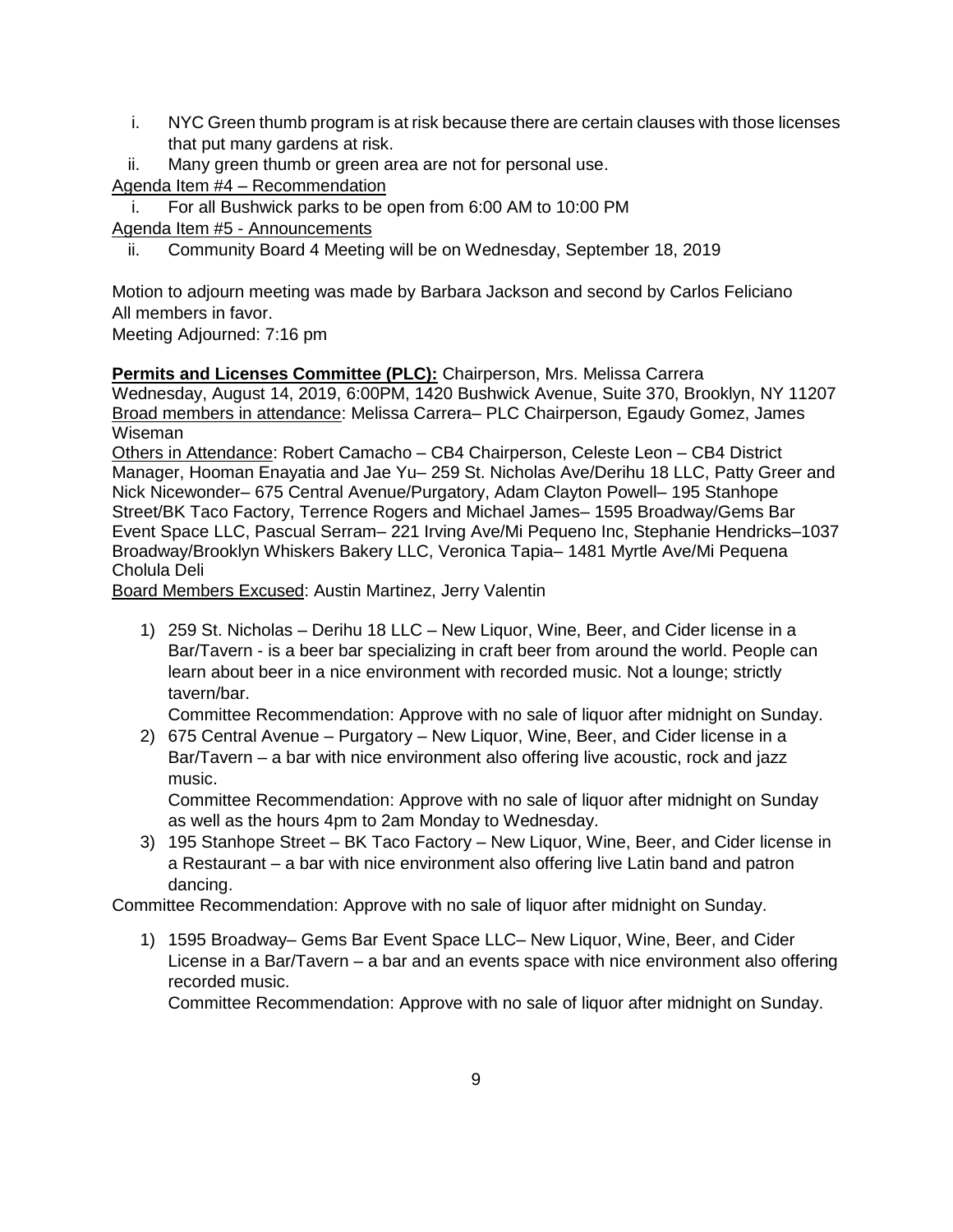i. NYC Green thumb program is at risk because there are certain clauses with those licenses that put many gardens at risk.
ii. Many green thumb or green area are not for personal use.

Agenda Item #4 – Recommendation

i. For all Bushwick parks to be open from 6:00 AM to 10:00 PM

Agenda Item #5 - Announcements

ii. Community Board 4 Meeting will be on Wednesday, September 18, 2019

Motion to adjourn meeting was made by Barbara Jackson and second by Carlos Feliciano
All members in favor.
Meeting Adjourned: 7:16 pm

**Permits and Licenses Committee (PLC):** Chairperson, Mrs. Melissa Carrera
Wednesday, August 14, 2019, 6:00PM, 1420 Bushwick Avenue, Suite 370, Brooklyn, NY 11207
Broad members in attendance: Melissa Carrera– PLC Chairperson, Egaudy Gomez, James Wiseman
Others in Attendance: Robert Camacho – CB4 Chairperson, Celeste Leon – CB4 District Manager, Hooman Enayatia and Jae Yu– 259 St. Nicholas Ave/Derihu 18 LLC, Patty Greer and Nick Nicewonder– 675 Central Avenue/Purgatory, Adam Clayton Powell– 195 Stanhope Street/BK Taco Factory, Terrence Rogers and Michael James– 1595 Broadway/Gems Bar Event Space LLC, Pascual Serram– 221 Irving Ave/Mi Pequeno Inc, Stephanie Hendricks–1037 Broadway/Brooklyn Whiskers Bakery LLC, Veronica Tapia– 1481 Myrtle Ave/Mi Pequena Cholula Deli
Board Members Excused: Austin Martinez, Jerry Valentin

1) 259 St. Nicholas – Derihu 18 LLC – New Liquor, Wine, Beer, and Cider license in a Bar/Tavern - is a beer bar specializing in craft beer from around the world. People can learn about beer in a nice environment with recorded music. Not a lounge; strictly tavern/bar.
   Committee Recommendation: Approve with no sale of liquor after midnight on Sunday.
2) 675 Central Avenue – Purgatory – New Liquor, Wine, Beer, and Cider license in a Bar/Tavern – a bar with nice environment also offering live acoustic, rock and jazz music.
   Committee Recommendation: Approve with no sale of liquor after midnight on Sunday as well as the hours 4pm to 2am Monday to Wednesday.
3) 195 Stanhope Street – BK Taco Factory – New Liquor, Wine, Beer, and Cider license in a Restaurant – a bar with nice environment also offering live Latin band and patron dancing.

Committee Recommendation: Approve with no sale of liquor after midnight on Sunday.

1) 1595 Broadway– Gems Bar Event Space LLC– New Liquor, Wine, Beer, and Cider License in a Bar/Tavern – a bar and an events space with nice environment also offering recorded music.
   Committee Recommendation: Approve with no sale of liquor after midnight on Sunday.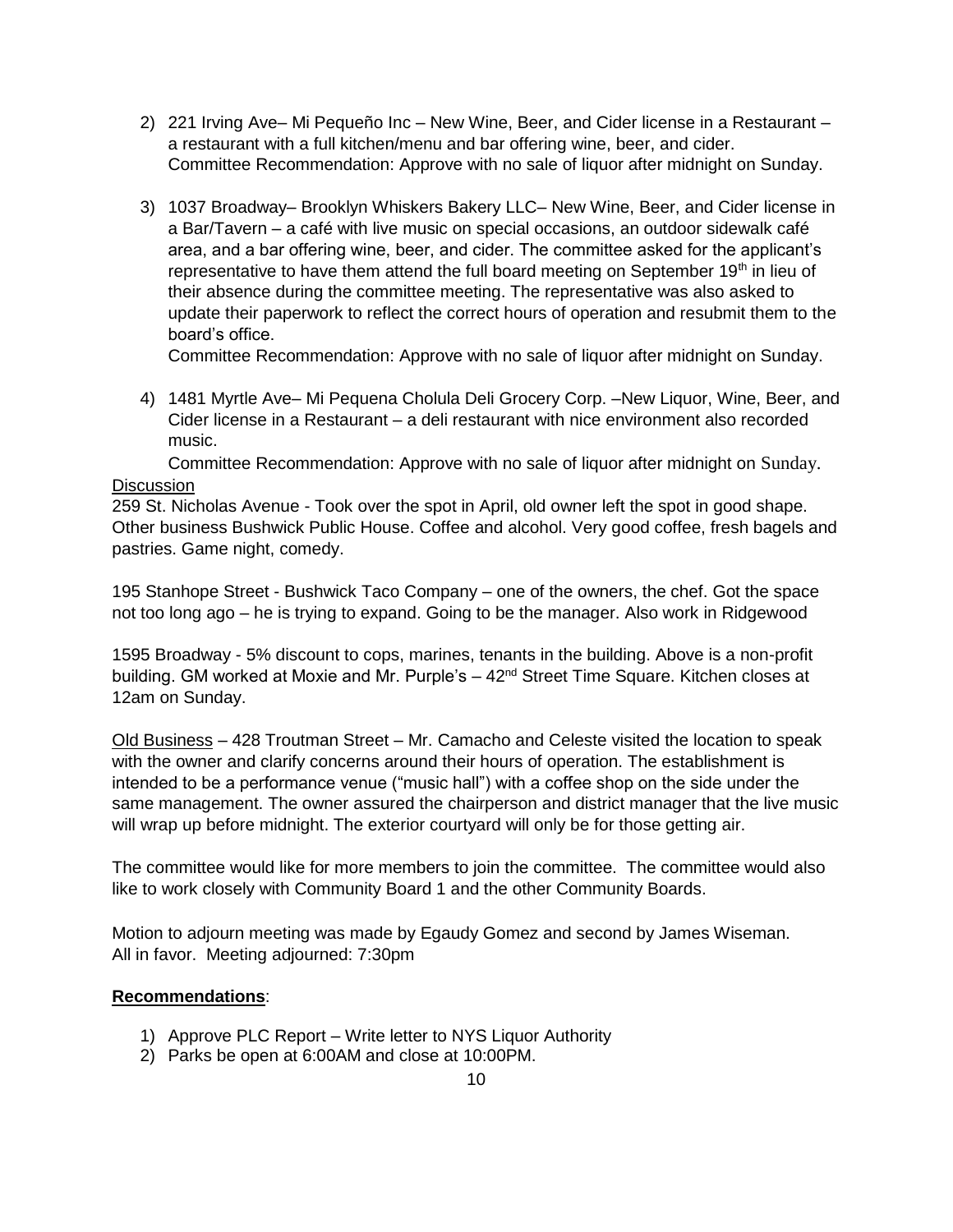2) 221 Irving Ave– Mi Pequeño Inc – New Wine, Beer, and Cider license in a Restaurant – a restaurant with a full kitchen/menu and bar offering wine, beer, and cider.
   Committee Recommendation: Approve with no sale of liquor after midnight on Sunday.

3) 1037 Broadway– Brooklyn Whiskers Bakery LLC– New Wine, Beer, and Cider license in a Bar/Tavern – a café with live music on special occasions, an outdoor sidewalk café area, and a bar offering wine, beer, and cider. The committee asked for the applicant's representative to have them attend the full board meeting on September 19th in lieu of their absence during the committee meeting. The representative was also asked to update their paperwork to reflect the correct hours of operation and resubmit them to the board's office.
   Committee Recommendation: Approve with no sale of liquor after midnight on Sunday.

4) 1481 Myrtle Ave– Mi Pequena Cholula Deli Grocery Corp. –New Liquor, Wine, Beer, and Cider license in a Restaurant – a deli restaurant with nice environment also recorded music.
   Committee Recommendation: Approve with no sale of liquor after midnight on Sunday.

Discussion

259 St. Nicholas Avenue - Took over the spot in April, old owner left the spot in good shape. Other business Bushwick Public House. Coffee and alcohol. Very good coffee, fresh bagels and pastries. Game night, comedy.

195 Stanhope Street - Bushwick Taco Company – one of the owners, the chef. Got the space not too long ago – he is trying to expand. Going to be the manager. Also work in Ridgewood

1595 Broadway - 5% discount to cops, marines, tenants in the building. Above is a non-profit building. GM worked at Moxie and Mr. Purple's – 42nd Street Time Square. Kitchen closes at 12am on Sunday.

Old Business – 428 Troutman Street – Mr. Camacho and Celeste visited the location to speak with the owner and clarify concerns around their hours of operation. The establishment is intended to be a performance venue ("music hall") with a coffee shop on the side under the same management. The owner assured the chairperson and district manager that the live music will wrap up before midnight. The exterior courtyard will only be for those getting air.

The committee would like for more members to join the committee. The committee would also like to work closely with Community Board 1 and the other Community Boards.

Motion to adjourn meeting was made by Egaudy Gomez and second by James Wiseman. All in favor. Meeting adjourned: 7:30pm

**Recommendations**:

1) Approve PLC Report – Write letter to NYS Liquor Authority
2) Parks be open at 6:00AM and close at 10:00PM.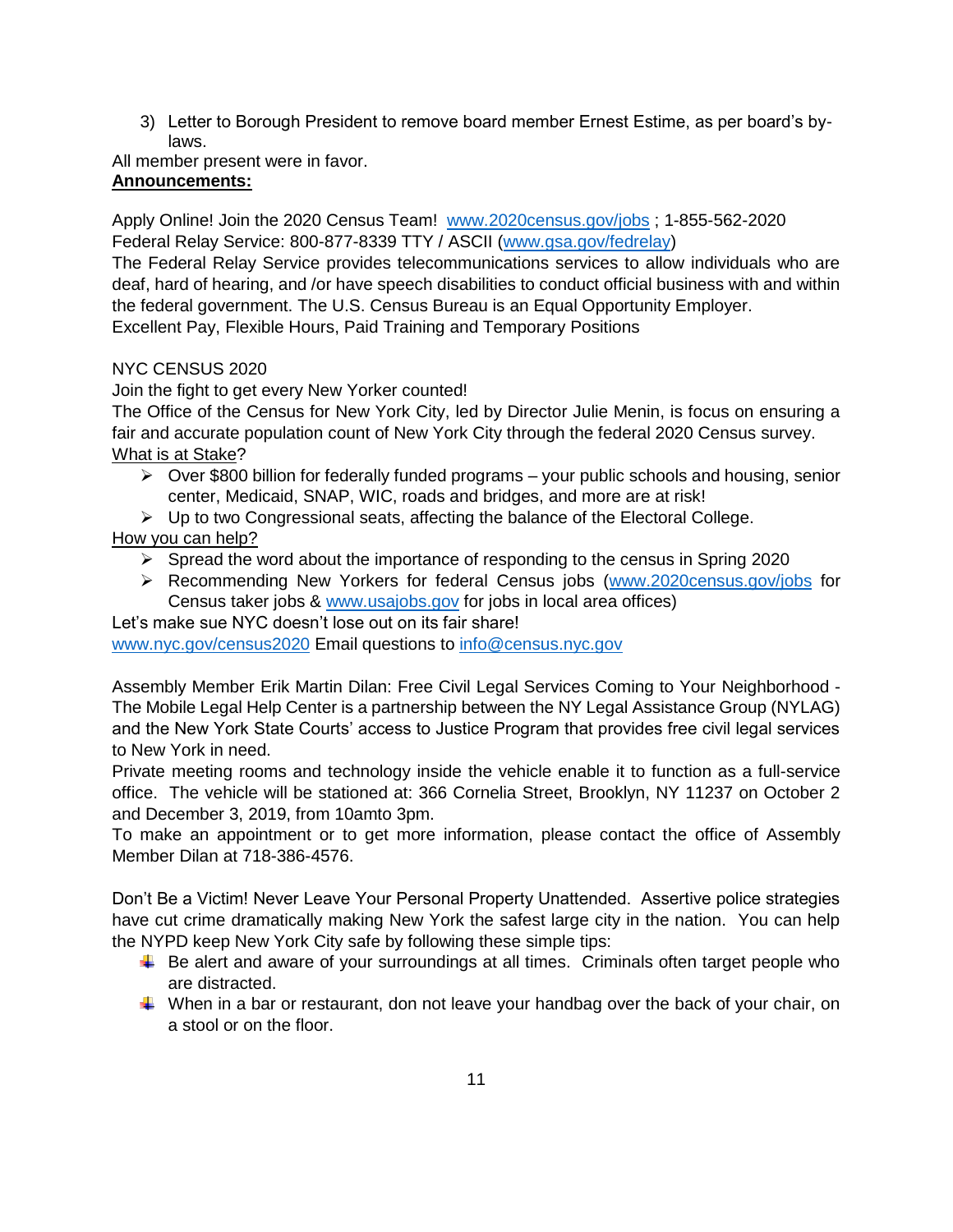3) Letter to Borough President to remove board member Ernest Estime, as per board's by-laws.

All member present were in favor.

**<u>Announcements:</u>**

Apply Online! Join the 2020 Census Team! www.2020census.gov/jobs ; 1-855-562-2020
Federal Relay Service: 800-877-8339 TTY / ASCII (www.gsa.gov/fedrelay)
The Federal Relay Service provides telecommunications services to allow individuals who are deaf, hard of hearing, and /or have speech disabilities to conduct official business with and within the federal government. The U.S. Census Bureau is an Equal Opportunity Employer.
Excellent Pay, Flexible Hours, Paid Training and Temporary Positions

NYC CENSUS 2020
Join the fight to get every New Yorker counted!
The Office of the Census for New York City, led by Director Julie Menin, is focus on ensuring a fair and accurate population count of New York City through the federal 2020 Census survey.
<u>What is at Stake</u>?

- Over $800 billion for federally funded programs – your public schools and housing, senior center, Medicaid, SNAP, WIC, roads and bridges, and more are at risk!
- Up to two Congressional seats, affecting the balance of the Electoral College.

<u>How you can help?</u>

- Spread the word about the importance of responding to the census in Spring 2020
- Recommending New Yorkers for federal Census jobs (www.2020census.gov/jobs for Census taker jobs & www.usajobs.gov for jobs in local area offices)

Let's make sue NYC doesn't lose out on its fair share!
www.nyc.gov/census2020 Email questions to info@census.nyc.gov

Assembly Member Erik Martin Dilan: Free Civil Legal Services Coming to Your Neighborhood - The Mobile Legal Help Center is a partnership between the NY Legal Assistance Group (NYLAG) and the New York State Courts' access to Justice Program that provides free civil legal services to New York in need.
Private meeting rooms and technology inside the vehicle enable it to function as a full-service office. The vehicle will be stationed at: 366 Cornelia Street, Brooklyn, NY 11237 on October 2 and December 3, 2019, from 10amto 3pm.
To make an appointment or to get more information, please contact the office of Assembly Member Dilan at 718-386-4576.

Don't Be a Victim! Never Leave Your Personal Property Unattended. Assertive police strategies have cut crime dramatically making New York the safest large city in the nation. You can help the NYPD keep New York City safe by following these simple tips:

- Be alert and aware of your surroundings at all times. Criminals often target people who are distracted.
- When in a bar or restaurant, don not leave your handbag over the back of your chair, on a stool or on the floor.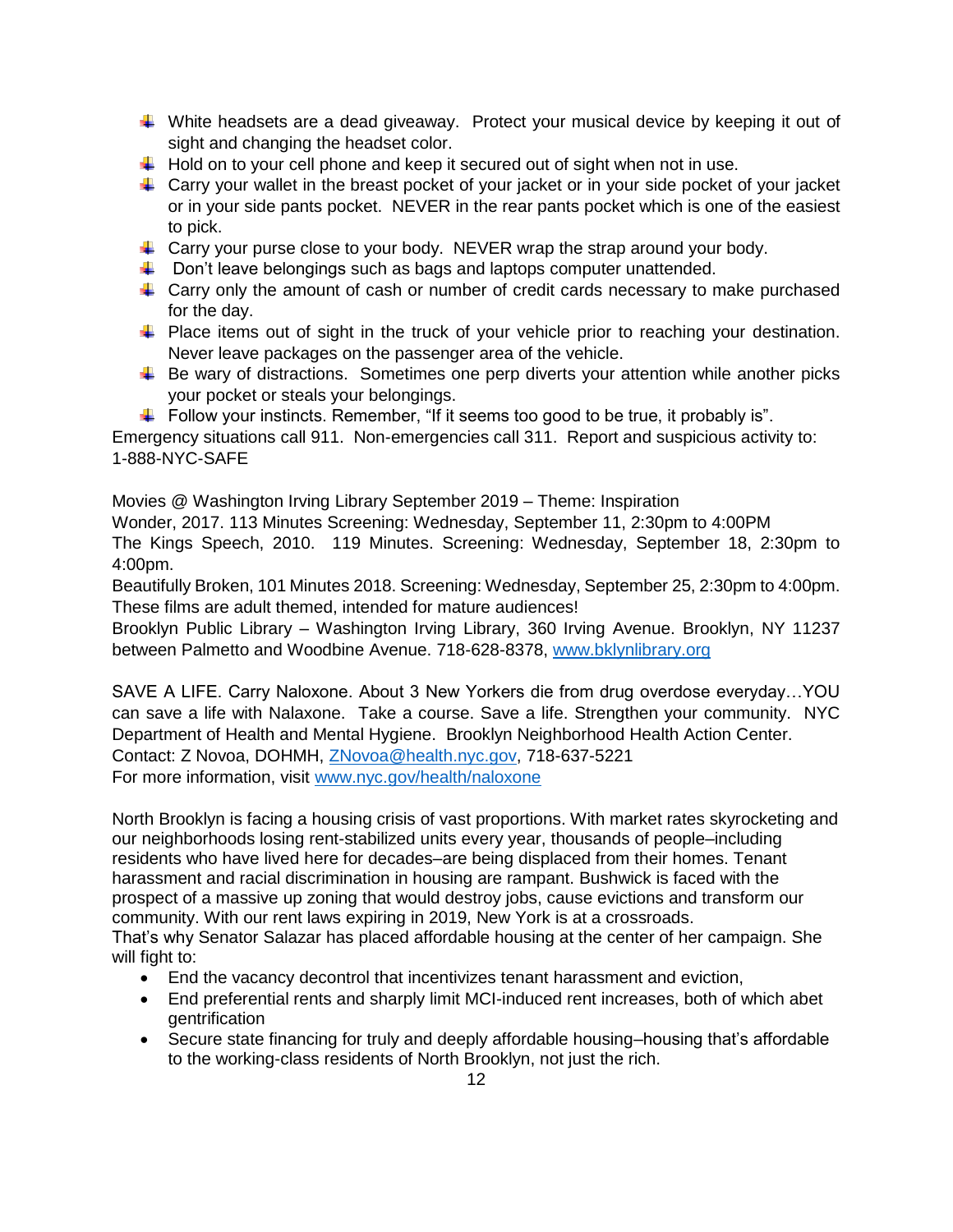- White headsets are a dead giveaway. Protect your musical device by keeping it out of sight and changing the headset color.
- Hold on to your cell phone and keep it secured out of sight when not in use.
- Carry your wallet in the breast pocket of your jacket or in your side pocket of your jacket or in your side pants pocket. NEVER in the rear pants pocket which is one of the easiest to pick.
- Carry your purse close to your body. NEVER wrap the strap around your body.
- Don't leave belongings such as bags and laptops computer unattended.
- Carry only the amount of cash or number of credit cards necessary to make purchased for the day.
- Place items out of sight in the truck of your vehicle prior to reaching your destination. Never leave packages on the passenger area of the vehicle.
- Be wary of distractions. Sometimes one perp diverts your attention while another picks your pocket or steals your belongings.
- Follow your instincts. Remember, "If it seems too good to be true, it probably is".

Emergency situations call 911. Non-emergencies call 311. Report and suspicious activity to: 1-888-NYC-SAFE

Movies @ Washington Irving Library September 2019 – Theme: Inspiration
Wonder, 2017. 113 Minutes Screening: Wednesday, September 11, 2:30pm to 4:00PM
The Kings Speech, 2010. 119 Minutes. Screening: Wednesday, September 18, 2:30pm to 4:00pm.
Beautifully Broken, 101 Minutes 2018. Screening: Wednesday, September 25, 2:30pm to 4:00pm.
These films are adult themed, intended for mature audiences!
Brooklyn Public Library – Washington Irving Library, 360 Irving Avenue. Brooklyn, NY 11237 between Palmetto and Woodbine Avenue. 718-628-8378, [www.bklynlibrary.org](http://www.bklynlibrary.org)

SAVE A LIFE. Carry Naloxone. About 3 New Yorkers die from drug overdose everyday…YOU can save a life with Nalaxone. Take a course. Save a life. Strengthen your community. NYC Department of Health and Mental Hygiene. Brooklyn Neighborhood Health Action Center.
Contact: Z Novoa, DOHMH, [ZNovoa@health.nyc.gov](mailto:ZNovoa@health.nyc.gov), 718-637-5221
For more information, visit [www.nyc.gov/health/naloxone](http://www.nyc.gov/health/naloxone)

North Brooklyn is facing a housing crisis of vast proportions. With market rates skyrocketing and our neighborhoods losing rent-stabilized units every year, thousands of people–including residents who have lived here for decades–are being displaced from their homes. Tenant harassment and racial discrimination in housing are rampant. Bushwick is faced with the prospect of a massive up zoning that would destroy jobs, cause evictions and transform our community. With our rent laws expiring in 2019, New York is at a crossroads.
That's why Senator Salazar has placed affordable housing at the center of her campaign. She will fight to:

- End the vacancy decontrol that incentivizes tenant harassment and eviction,
- End preferential rents and sharply limit MCI-induced rent increases, both of which abet gentrification
- Secure state financing for truly and deeply affordable housing–housing that's affordable to the working-class residents of North Brooklyn, not just the rich.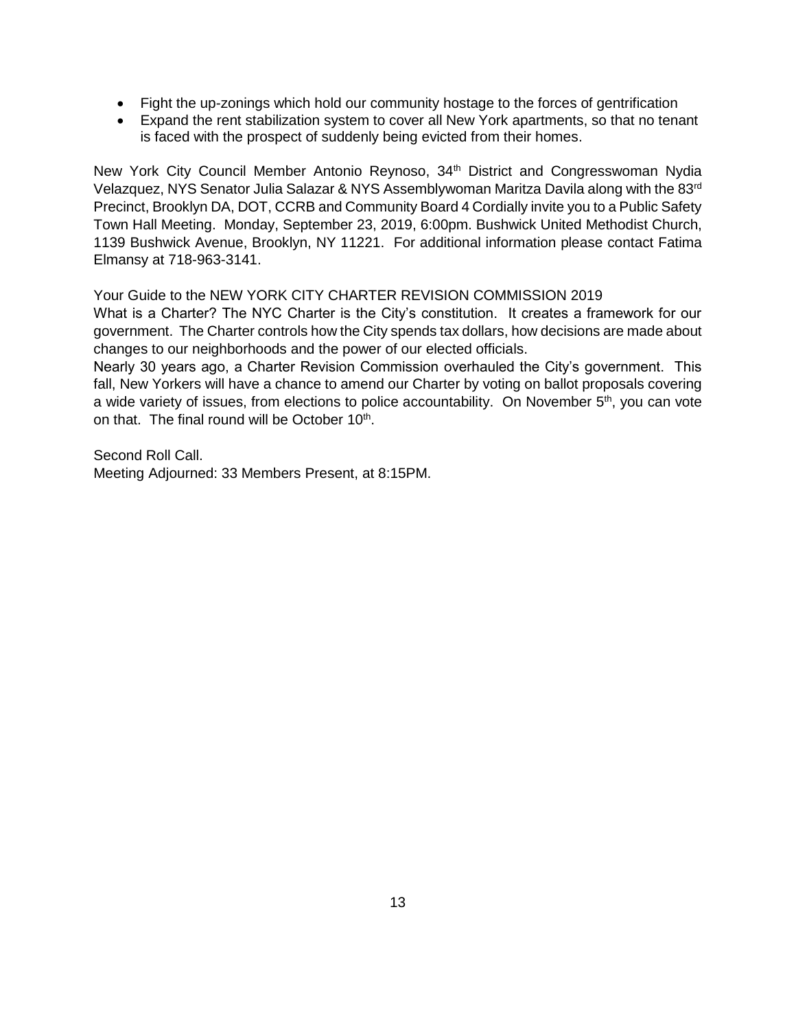- Fight the up-zonings which hold our community hostage to the forces of gentrification
- Expand the rent stabilization system to cover all New York apartments, so that no tenant is faced with the prospect of suddenly being evicted from their homes.

New York City Council Member Antonio Reynoso, 34th District and Congresswoman Nydia Velazquez, NYS Senator Julia Salazar & NYS Assemblywoman Maritza Davila along with the 83rd Precinct, Brooklyn DA, DOT, CCRB and Community Board 4 Cordially invite you to a Public Safety Town Hall Meeting. Monday, September 23, 2019, 6:00pm. Bushwick United Methodist Church, 1139 Bushwick Avenue, Brooklyn, NY 11221. For additional information please contact Fatima Elmansy at 718-963-3141.

Your Guide to the NEW YORK CITY CHARTER REVISION COMMISSION 2019
What is a Charter? The NYC Charter is the City's constitution. It creates a framework for our government. The Charter controls how the City spends tax dollars, how decisions are made about changes to our neighborhoods and the power of our elected officials.
Nearly 30 years ago, a Charter Revision Commission overhauled the City's government. This fall, New Yorkers will have a chance to amend our Charter by voting on ballot proposals covering a wide variety of issues, from elections to police accountability. On November 5th, you can vote on that. The final round will be October 10th.

Second Roll Call.
Meeting Adjourned: 33 Members Present, at 8:15PM.